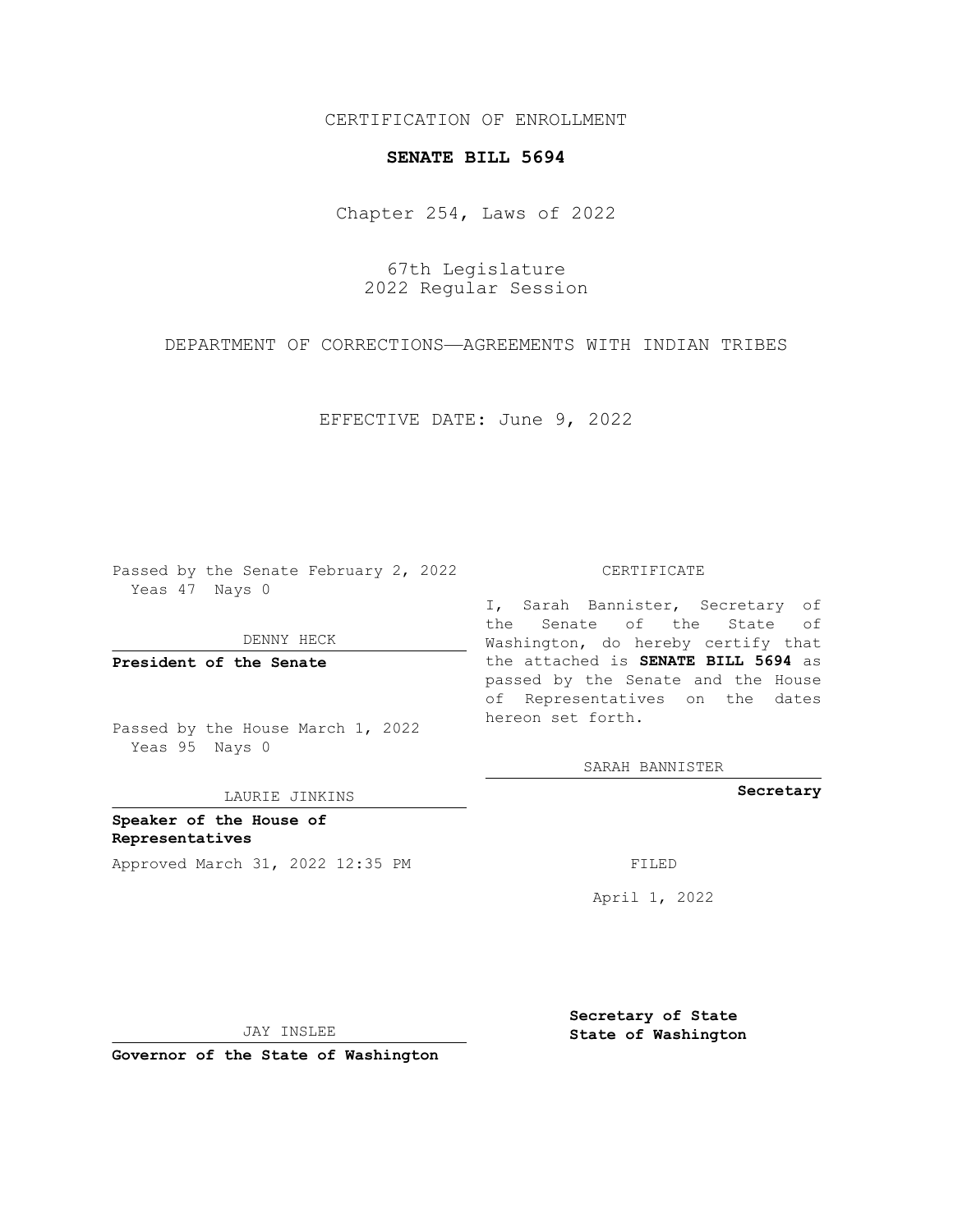CERTIFICATION OF ENROLLMENT

**SENATE BILL 5694**

Chapter 254, Laws of 2022

67th Legislature
2022 Regular Session

DEPARTMENT OF CORRECTIONS—AGREEMENTS WITH INDIAN TRIBES

EFFECTIVE DATE: June 9, 2022

Passed by the Senate February 2, 2022
Yeas 47 Nays 0

DENNY HECK

**President of the Senate**

Passed by the House March 1, 2022
Yeas 95 Nays 0

LAURIE JINKINS

**Speaker of the House of Representatives**

Approved March 31, 2022 12:35 PM

JAY INSLEE

**Governor of the State of Washington**

CERTIFICATE

I, Sarah Bannister, Secretary of the Senate of the State of Washington, do hereby certify that the attached is **SENATE BILL 5694** as passed by the Senate and the House of Representatives on the dates hereon set forth.

SARAH BANNISTER

**Secretary**

FILED

April 1, 2022

**Secretary of State State of Washington**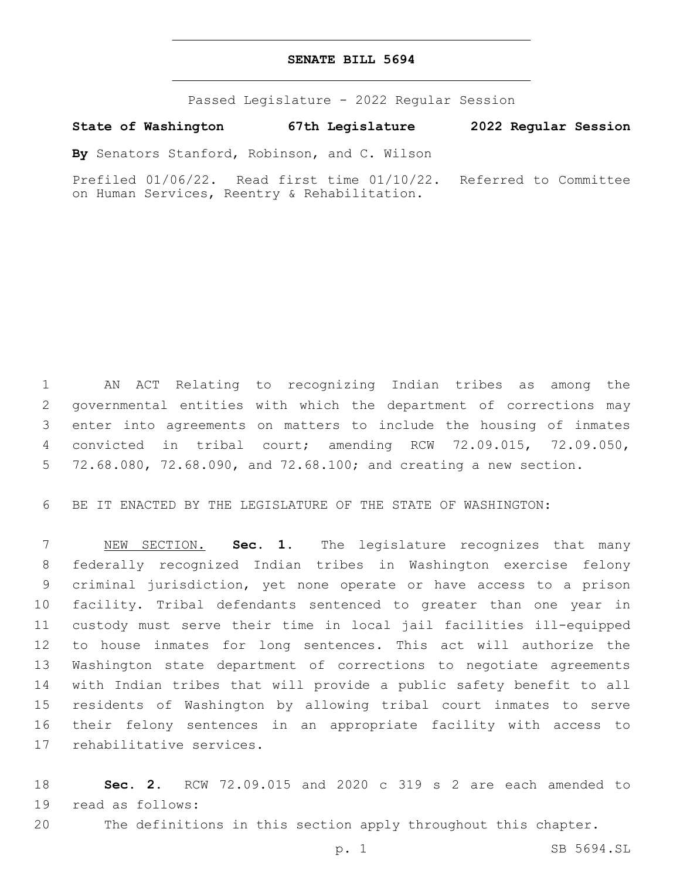# SENATE BILL 5694

Passed Legislature - 2022 Regular Session

**State of Washington 67th Legislature 2022 Regular Session**

**By** Senators Stanford, Robinson, and C. Wilson

Prefiled 01/06/22. Read first time 01/10/22. Referred to Committee on Human Services, Reentry & Rehabilitation.

AN ACT Relating to recognizing Indian tribes as among the governmental entities with which the department of corrections may enter into agreements on matters to include the housing of inmates convicted in tribal court; amending RCW 72.09.015, 72.09.050, 72.68.080, 72.68.090, and 72.68.100; and creating a new section.

BE IT ENACTED BY THE LEGISLATURE OF THE STATE OF WASHINGTON:

NEW SECTION. **Sec. 1.** The legislature recognizes that many federally recognized Indian tribes in Washington exercise felony criminal jurisdiction, yet none operate or have access to a prison facility. Tribal defendants sentenced to greater than one year in custody must serve their time in local jail facilities ill-equipped to house inmates for long sentences. This act will authorize the Washington state department of corrections to negotiate agreements with Indian tribes that will provide a public safety benefit to all residents of Washington by allowing tribal court inmates to serve their felony sentences in an appropriate facility with access to rehabilitative services.

**Sec. 2.** RCW 72.09.015 and 2020 c 319 s 2 are each amended to read as follows:

The definitions in this section apply throughout this chapter.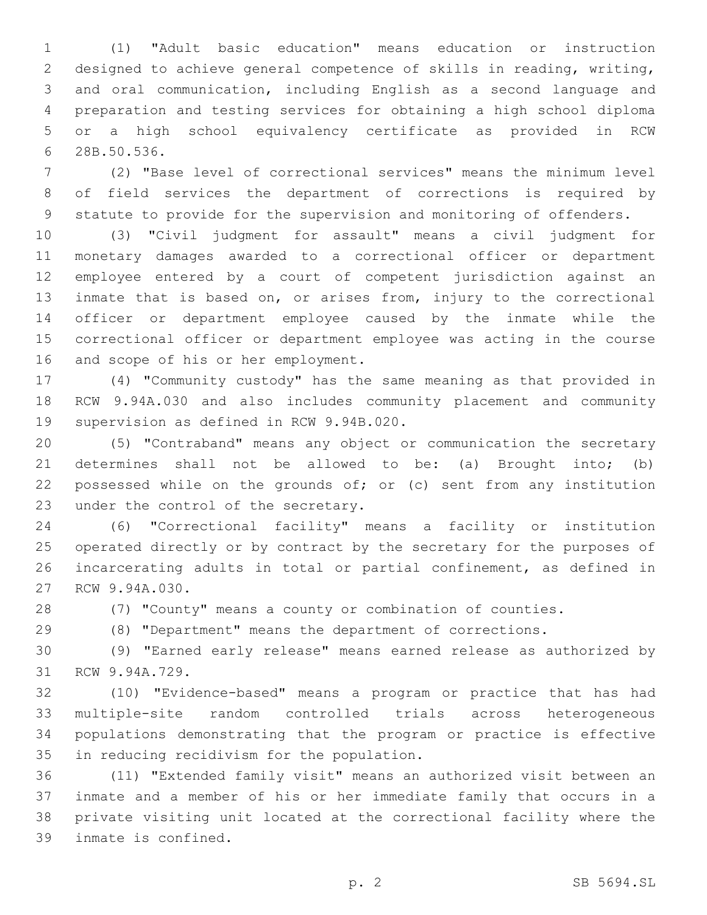(1) "Adult basic education" means education or instruction designed to achieve general competence of skills in reading, writing, and oral communication, including English as a second language and preparation and testing services for obtaining a high school diploma or a high school equivalency certificate as provided in RCW 28B.50.536.

(2) "Base level of correctional services" means the minimum level of field services the department of corrections is required by statute to provide for the supervision and monitoring of offenders.

(3) "Civil judgment for assault" means a civil judgment for monetary damages awarded to a correctional officer or department employee entered by a court of competent jurisdiction against an inmate that is based on, or arises from, injury to the correctional officer or department employee caused by the inmate while the correctional officer or department employee was acting in the course and scope of his or her employment.

(4) "Community custody" has the same meaning as that provided in RCW 9.94A.030 and also includes community placement and community supervision as defined in RCW 9.94B.020.

(5) "Contraband" means any object or communication the secretary determines shall not be allowed to be: (a) Brought into; (b) possessed while on the grounds of; or (c) sent from any institution under the control of the secretary.

(6) "Correctional facility" means a facility or institution operated directly or by contract by the secretary for the purposes of incarcerating adults in total or partial confinement, as defined in RCW 9.94A.030.

(7) "County" means a county or combination of counties.

(8) "Department" means the department of corrections.

(9) "Earned early release" means earned release as authorized by RCW 9.94A.729.

(10) "Evidence-based" means a program or practice that has had multiple-site random controlled trials across heterogeneous populations demonstrating that the program or practice is effective in reducing recidivism for the population.

(11) "Extended family visit" means an authorized visit between an inmate and a member of his or her immediate family that occurs in a private visiting unit located at the correctional facility where the inmate is confined.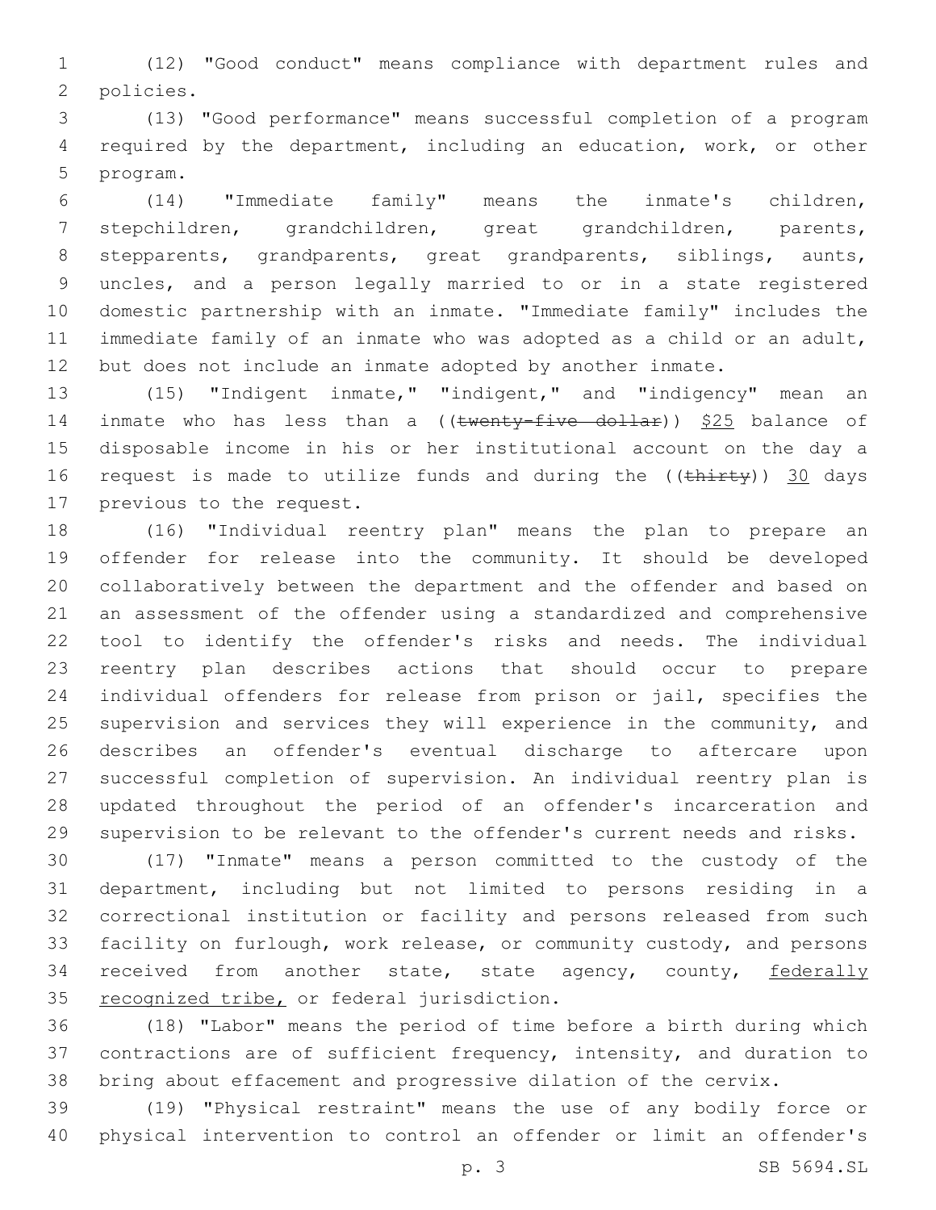(12) "Good conduct" means compliance with department rules and policies.

(13) "Good performance" means successful completion of a program required by the department, including an education, work, or other program.

(14) "Immediate family" means the inmate's children, stepchildren, grandchildren, great grandchildren, parents, stepparents, grandparents, great grandparents, siblings, aunts, uncles, and a person legally married to or in a state registered domestic partnership with an inmate. "Immediate family" includes the immediate family of an inmate who was adopted as a child or an adult, but does not include an inmate adopted by another inmate.

(15) "Indigent inmate," "indigent," and "indigency" mean an inmate who has less than a ((~~twenty-five dollar~~)) $25 balance of disposable income in his or her institutional account on the day a request is made to utilize funds and during the ((~~thirty~~)) 30 days previous to the request.

(16) "Individual reentry plan" means the plan to prepare an offender for release into the community. It should be developed collaboratively between the department and the offender and based on an assessment of the offender using a standardized and comprehensive tool to identify the offender's risks and needs. The individual reentry plan describes actions that should occur to prepare individual offenders for release from prison or jail, specifies the supervision and services they will experience in the community, and describes an offender's eventual discharge to aftercare upon successful completion of supervision. An individual reentry plan is updated throughout the period of an offender's incarceration and supervision to be relevant to the offender's current needs and risks.

(17) "Inmate" means a person committed to the custody of the department, including but not limited to persons residing in a correctional institution or facility and persons released from such facility on furlough, work release, or community custody, and persons received from another state, state agency, county, <u>federally recognized tribe,</u> or federal jurisdiction.

(18) "Labor" means the period of time before a birth during which contractions are of sufficient frequency, intensity, and duration to bring about effacement and progressive dilation of the cervix.

(19) "Physical restraint" means the use of any bodily force or physical intervention to control an offender or limit an offender's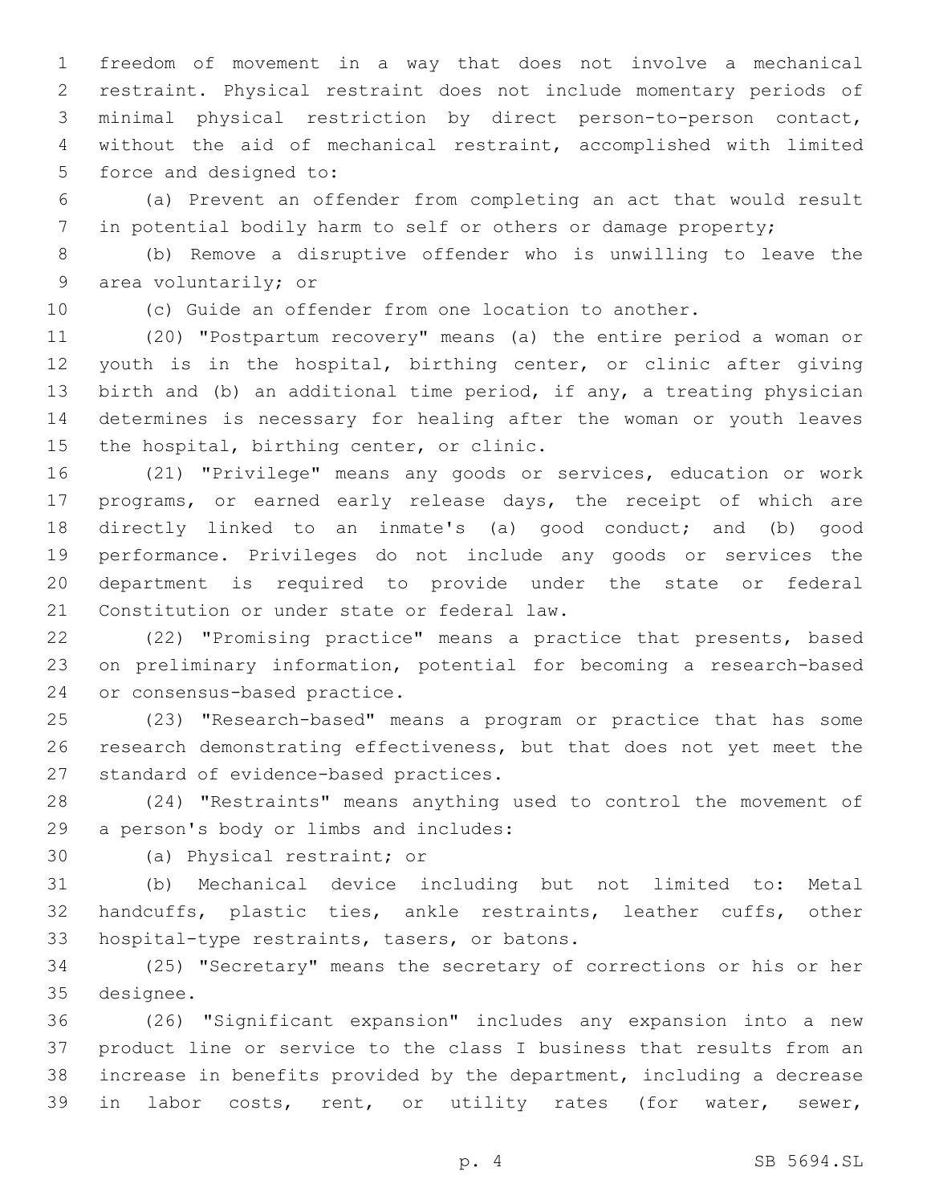freedom of movement in a way that does not involve a mechanical restraint. Physical restraint does not include momentary periods of minimal physical restriction by direct person-to-person contact, without the aid of mechanical restraint, accomplished with limited force and designed to:

(a) Prevent an offender from completing an act that would result in potential bodily harm to self or others or damage property;

(b) Remove a disruptive offender who is unwilling to leave the area voluntarily; or

(c) Guide an offender from one location to another.

(20) "Postpartum recovery" means (a) the entire period a woman or youth is in the hospital, birthing center, or clinic after giving birth and (b) an additional time period, if any, a treating physician determines is necessary for healing after the woman or youth leaves the hospital, birthing center, or clinic.

(21) "Privilege" means any goods or services, education or work programs, or earned early release days, the receipt of which are directly linked to an inmate's (a) good conduct; and (b) good performance. Privileges do not include any goods or services the department is required to provide under the state or federal Constitution or under state or federal law.

(22) "Promising practice" means a practice that presents, based on preliminary information, potential for becoming a research-based or consensus-based practice.

(23) "Research-based" means a program or practice that has some research demonstrating effectiveness, but that does not yet meet the standard of evidence-based practices.

(24) "Restraints" means anything used to control the movement of a person's body or limbs and includes:

(a) Physical restraint; or

(b) Mechanical device including but not limited to: Metal handcuffs, plastic ties, ankle restraints, leather cuffs, other hospital-type restraints, tasers, or batons.

(25) "Secretary" means the secretary of corrections or his or her designee.

(26) "Significant expansion" includes any expansion into a new product line or service to the class I business that results from an increase in benefits provided by the department, including a decrease in labor costs, rent, or utility rates (for water, sewer,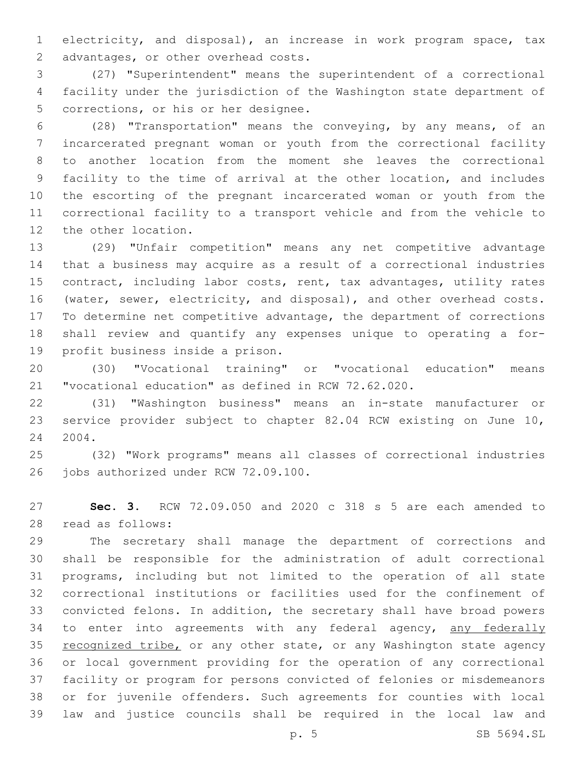electricity, and disposal), an increase in work program space, tax advantages, or other overhead costs.

(27) "Superintendent" means the superintendent of a correctional facility under the jurisdiction of the Washington state department of corrections, or his or her designee.

(28) "Transportation" means the conveying, by any means, of an incarcerated pregnant woman or youth from the correctional facility to another location from the moment she leaves the correctional facility to the time of arrival at the other location, and includes the escorting of the pregnant incarcerated woman or youth from the correctional facility to a transport vehicle and from the vehicle to the other location.

(29) "Unfair competition" means any net competitive advantage that a business may acquire as a result of a correctional industries contract, including labor costs, rent, tax advantages, utility rates (water, sewer, electricity, and disposal), and other overhead costs. To determine net competitive advantage, the department of corrections shall review and quantify any expenses unique to operating a for-profit business inside a prison.

(30) "Vocational training" or "vocational education" means "vocational education" as defined in RCW 72.62.020.

(31) "Washington business" means an in-state manufacturer or service provider subject to chapter 82.04 RCW existing on June 10, 2004.

(32) "Work programs" means all classes of correctional industries jobs authorized under RCW 72.09.100.

**Sec. 3.** RCW 72.09.050 and 2020 c 318 s 5 are each amended to read as follows:

The secretary shall manage the department of corrections and shall be responsible for the administration of adult correctional programs, including but not limited to the operation of all state correctional institutions or facilities used for the confinement of convicted felons. In addition, the secretary shall have broad powers to enter into agreements with any federal agency, <u>any federally recognized tribe,</u> or any other state, or any Washington state agency or local government providing for the operation of any correctional facility or program for persons convicted of felonies or misdemeanors or for juvenile offenders. Such agreements for counties with local law and justice councils shall be required in the local law and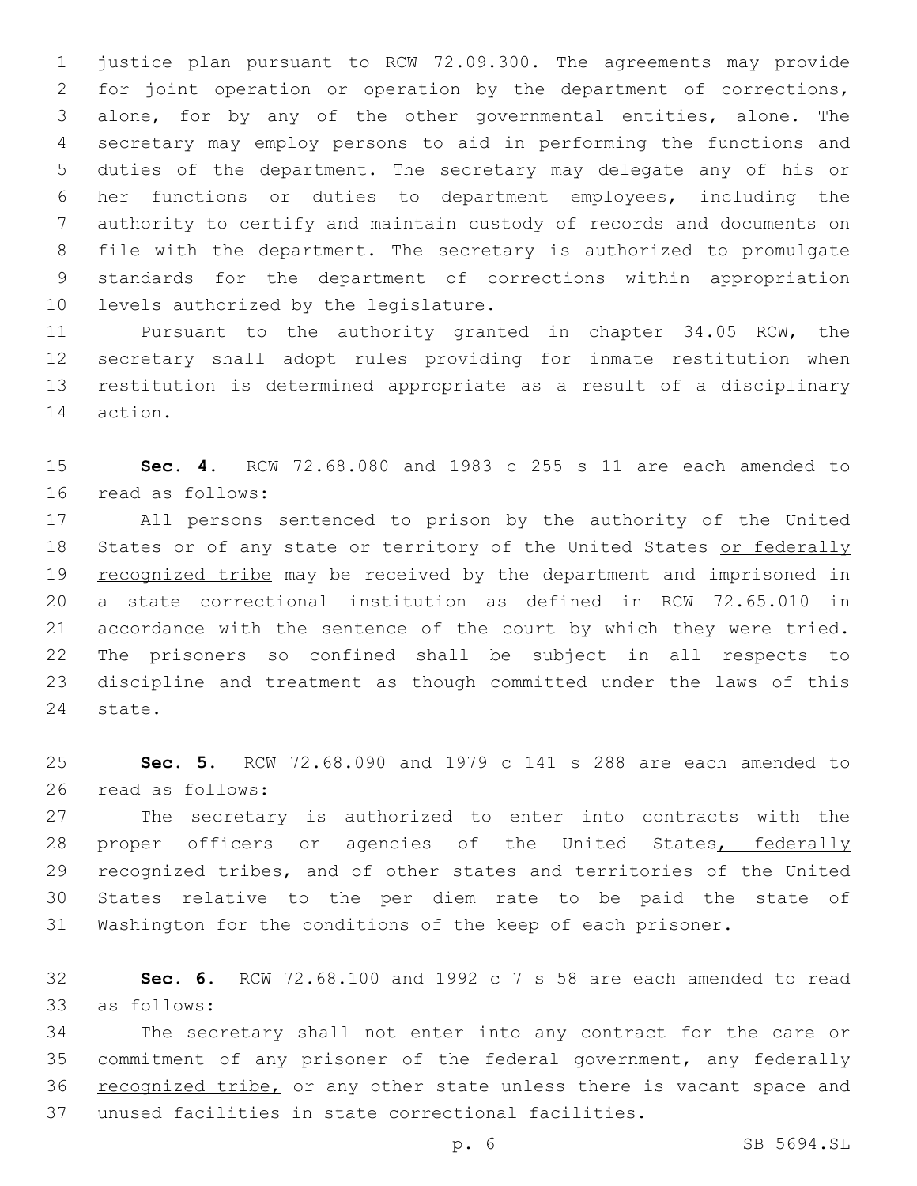justice plan pursuant to RCW 72.09.300. The agreements may provide for joint operation or operation by the department of corrections, alone, for by any of the other governmental entities, alone. The secretary may employ persons to aid in performing the functions and duties of the department. The secretary may delegate any of his or her functions or duties to department employees, including the authority to certify and maintain custody of records and documents on file with the department. The secretary is authorized to promulgate standards for the department of corrections within appropriation levels authorized by the legislature.

Pursuant to the authority granted in chapter 34.05 RCW, the secretary shall adopt rules providing for inmate restitution when restitution is determined appropriate as a result of a disciplinary action.

**Sec. 4.** RCW 72.68.080 and 1983 c 255 s 11 are each amended to read as follows:

All persons sentenced to prison by the authority of the United States or of any state or territory of the United States <u>or federally recognized tribe</u> may be received by the department and imprisoned in a state correctional institution as defined in RCW 72.65.010 in accordance with the sentence of the court by which they were tried. The prisoners so confined shall be subject in all respects to discipline and treatment as though committed under the laws of this state.

**Sec. 5.** RCW 72.68.090 and 1979 c 141 s 288 are each amended to read as follows:

The secretary is authorized to enter into contracts with the proper officers or agencies of the United States<u>, federally recognized tribes,</u> and of other states and territories of the United States relative to the per diem rate to be paid the state of Washington for the conditions of the keep of each prisoner.

**Sec. 6.** RCW 72.68.100 and 1992 c 7 s 58 are each amended to read as follows:

The secretary shall not enter into any contract for the care or commitment of any prisoner of the federal government<u>, any federally recognized tribe,</u> or any other state unless there is vacant space and unused facilities in state correctional facilities.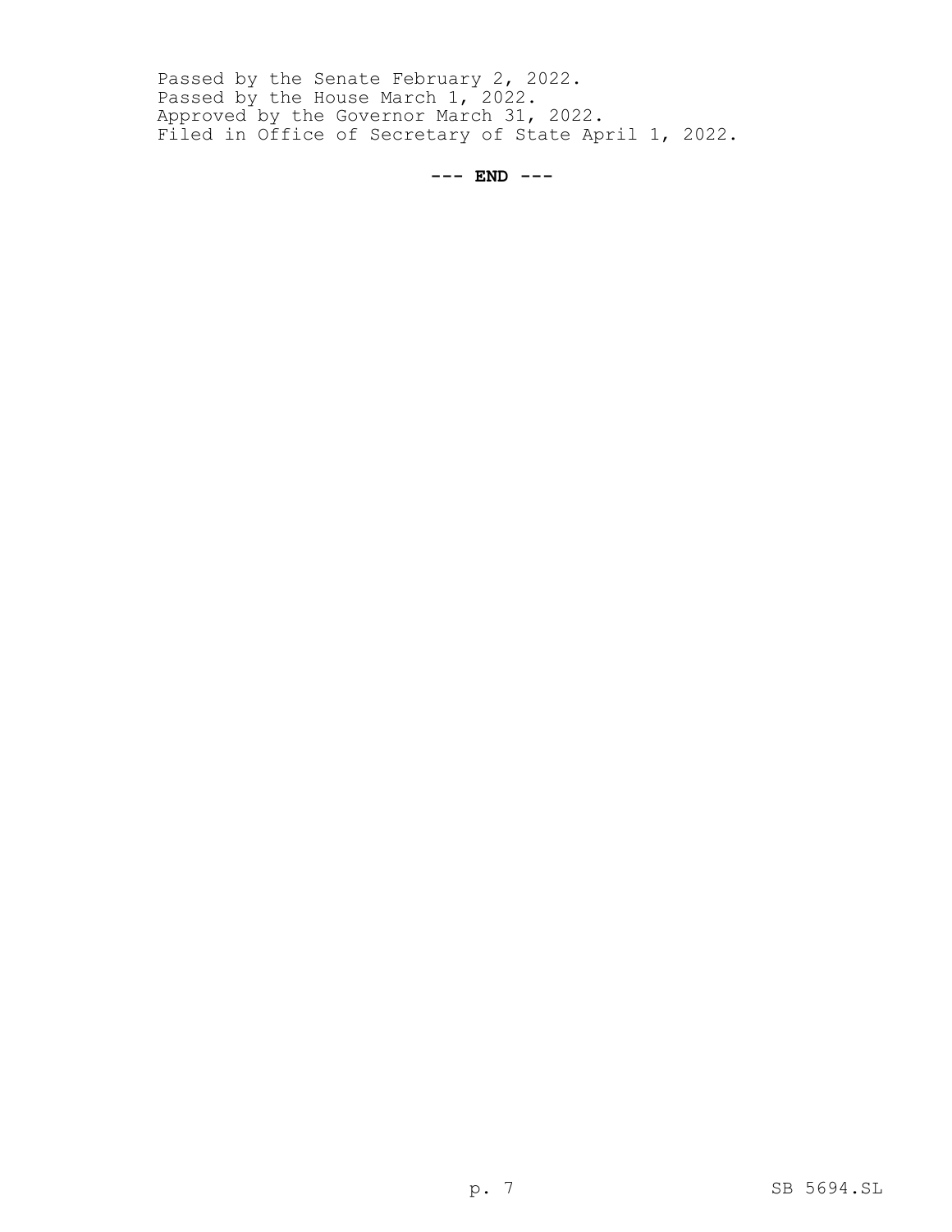Passed by the Senate February 2, 2022.
Passed by the House March 1, 2022.
Approved by the Governor March 31, 2022.
Filed in Office of Secretary of State April 1, 2022.

**--- END ---**